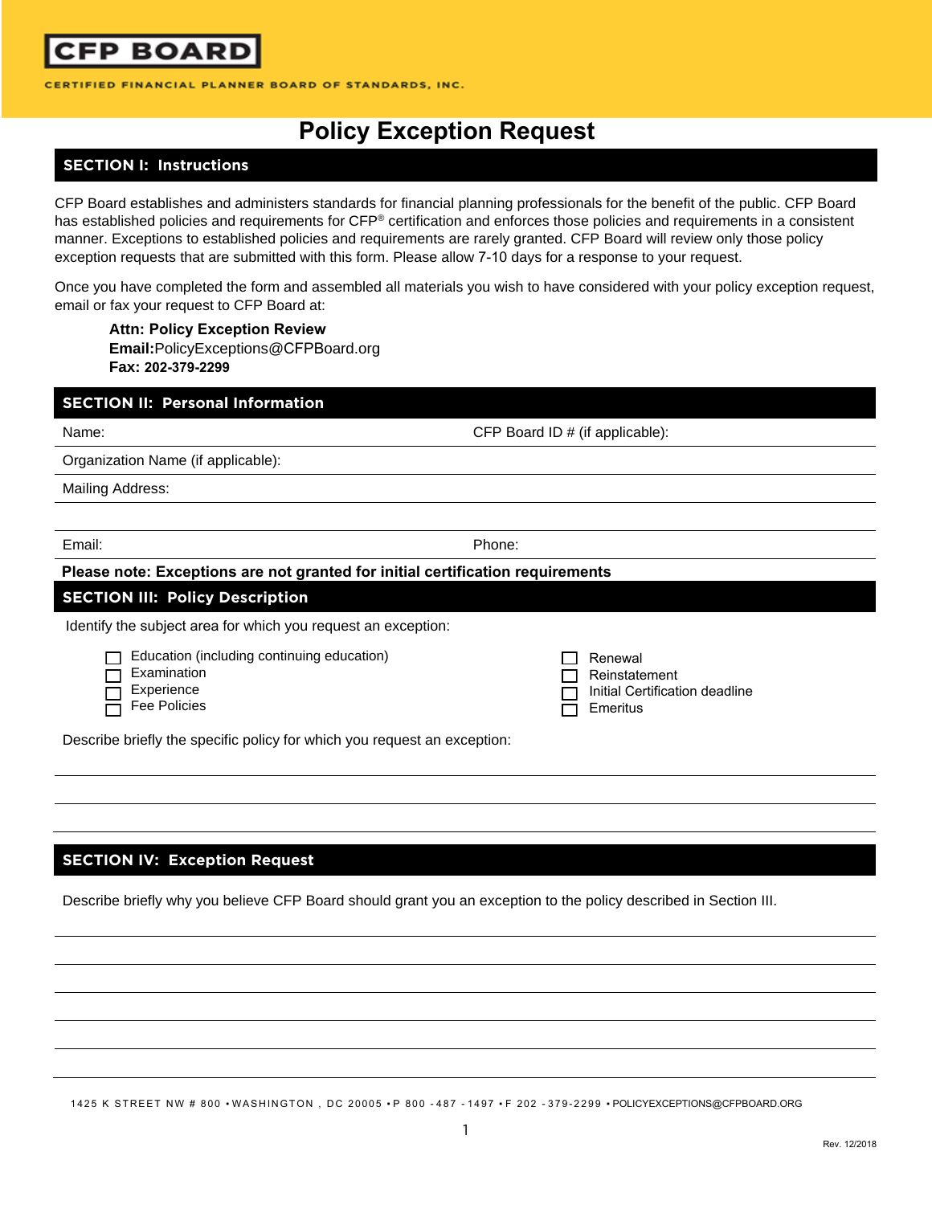**CFP BOARD**

CERTIFIED FINANCIAL PLANNER BOARD OF STANDARDS, INC.

# Policy Exception Request

## SECTION I: Instructions

CFP Board establishes and administers standards for financial planning professionals for the benefit of the public. CFP Board has established policies and requirements for CFP® certification and enforces those policies and requirements in a consistent manner. Exceptions to established policies and requirements are rarely granted. CFP Board will review only those policy exception requests that are submitted with this form. Please allow 7-10 days for a response to your request.

Once you have completed the form and assembled all materials you wish to have considered with your policy exception request, email or fax your request to CFP Board at:

> **Attn: Policy Exception Review**
> **Email:**PolicyExceptions@CFPBoard.org
> **Fax: 202-379-2299**

## SECTION II: Personal Information

Name: ______________________ CFP Board ID # (if applicable): ______________________

Organization Name (if applicable): ______________________

Mailing Address: ______________________

______________________

Email: ______________________ Phone: ______________________

**Please note: Exceptions are not granted for initial certification requirements**

## SECTION III: Policy Description

Identify the subject area for which you request an exception:

- ☐ Education (including continuing education)
- ☐ Examination
- ☐ Experience
- ☐ Fee Policies
- ☐ Renewal
- ☐ Reinstatement
- ☐ Initial Certification deadline
- ☐ Emeritus

Describe briefly the specific policy for which you request an exception:

______________________

______________________

______________________

## SECTION IV: Exception Request

Describe briefly why you believe CFP Board should grant you an exception to the policy described in Section III.

______________________

______________________

______________________

______________________

______________________

______________________

1425 K STREET NW # 800 • WASHINGTON , DC 20005 • P 800 -487 -1497 • F 202 -379-2299 • POLICYEXCEPTIONS@CFPBOARD.ORG

Rev. 12/2018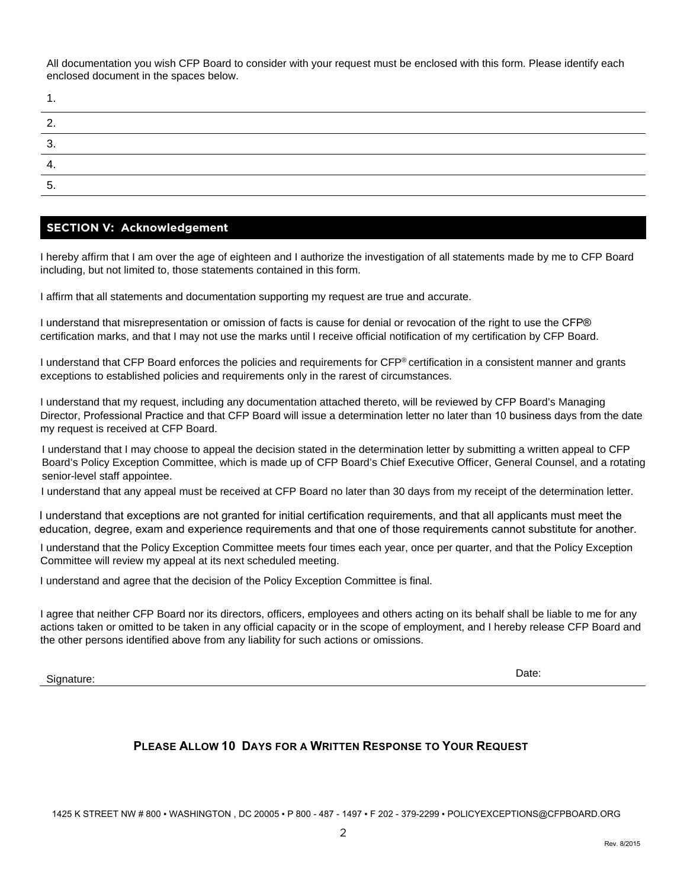All documentation you wish CFP Board to consider with your request must be enclosed with this form. Please identify each enclosed document in the spaces below.

1. \_\_\_\_\_\_\_\_\_\_\_\_\_\_\_\_\_\_\_\_\_\_\_\_\_\_\_\_\_\_\_\_\_\_\_\_\_\_\_\_
2. \_\_\_\_\_\_\_\_\_\_\_\_\_\_\_\_\_\_\_\_\_\_\_\_\_\_\_\_\_\_\_\_\_\_\_\_\_\_\_\_
3. \_\_\_\_\_\_\_\_\_\_\_\_\_\_\_\_\_\_\_\_\_\_\_\_\_\_\_\_\_\_\_\_\_\_\_\_\_\_\_\_
4. \_\_\_\_\_\_\_\_\_\_\_\_\_\_\_\_\_\_\_\_\_\_\_\_\_\_\_\_\_\_\_\_\_\_\_\_\_\_\_\_
5. \_\_\_\_\_\_\_\_\_\_\_\_\_\_\_\_\_\_\_\_\_\_\_\_\_\_\_\_\_\_\_\_\_\_\_\_\_\_\_\_

## SECTION V: Acknowledgement

I hereby affirm that I am over the age of eighteen and I authorize the investigation of all statements made by me to CFP Board including, but not limited to, those statements contained in this form.

I affirm that all statements and documentation supporting my request are true and accurate.

I understand that misrepresentation or omission of facts is cause for denial or revocation of the right to use the CFP® certification marks, and that I may not use the marks until I receive official notification of my certification by CFP Board.

I understand that CFP Board enforces the policies and requirements for CFP® certification in a consistent manner and grants exceptions to established policies and requirements only in the rarest of circumstances.

I understand that my request, including any documentation attached thereto, will be reviewed by CFP Board's Managing Director, Professional Practice and that CFP Board will issue a determination letter no later than 10 business days from the date my request is received at CFP Board.

I understand that I may choose to appeal the decision stated in the determination letter by submitting a written appeal to CFP Board's Policy Exception Committee, which is made up of CFP Board's Chief Executive Officer, General Counsel, and a rotating senior-level staff appointee.

I understand that any appeal must be received at CFP Board no later than 30 days from my receipt of the determination letter.

I understand that exceptions are not granted for initial certification requirements, and that all applicants must meet the education, degree, exam and experience requirements and that one of those requirements cannot substitute for another.

I understand that the Policy Exception Committee meets four times each year, once per quarter, and that the Policy Exception Committee will review my appeal at its next scheduled meeting.

I understand and agree that the decision of the Policy Exception Committee is final.

I agree that neither CFP Board nor its directors, officers, employees and others acting on its behalf shall be liable to me for any actions taken or omitted to be taken in any official capacity or in the scope of employment, and I hereby release CFP Board and the other persons identified above from any liability for such actions or omissions.

Signature: \_\_\_\_\_\_\_\_\_\_\_\_\_\_\_\_\_\_\_\_\_\_\_\_\_\_\_\_\_\_ Date: \_\_\_\_\_\_\_\_\_\_\_\_\_\_

**PLEASE ALLOW 10 DAYS FOR A WRITTEN RESPONSE TO YOUR REQUEST**

1425 K STREET NW # 800 ▪ WASHINGTON , DC 20005 ▪ P 800 - 487 - 1497 ▪ F 202 - 379-2299 ▪ POLICYEXCEPTIONS@CFPBOARD.ORG

Rev. 8/2015